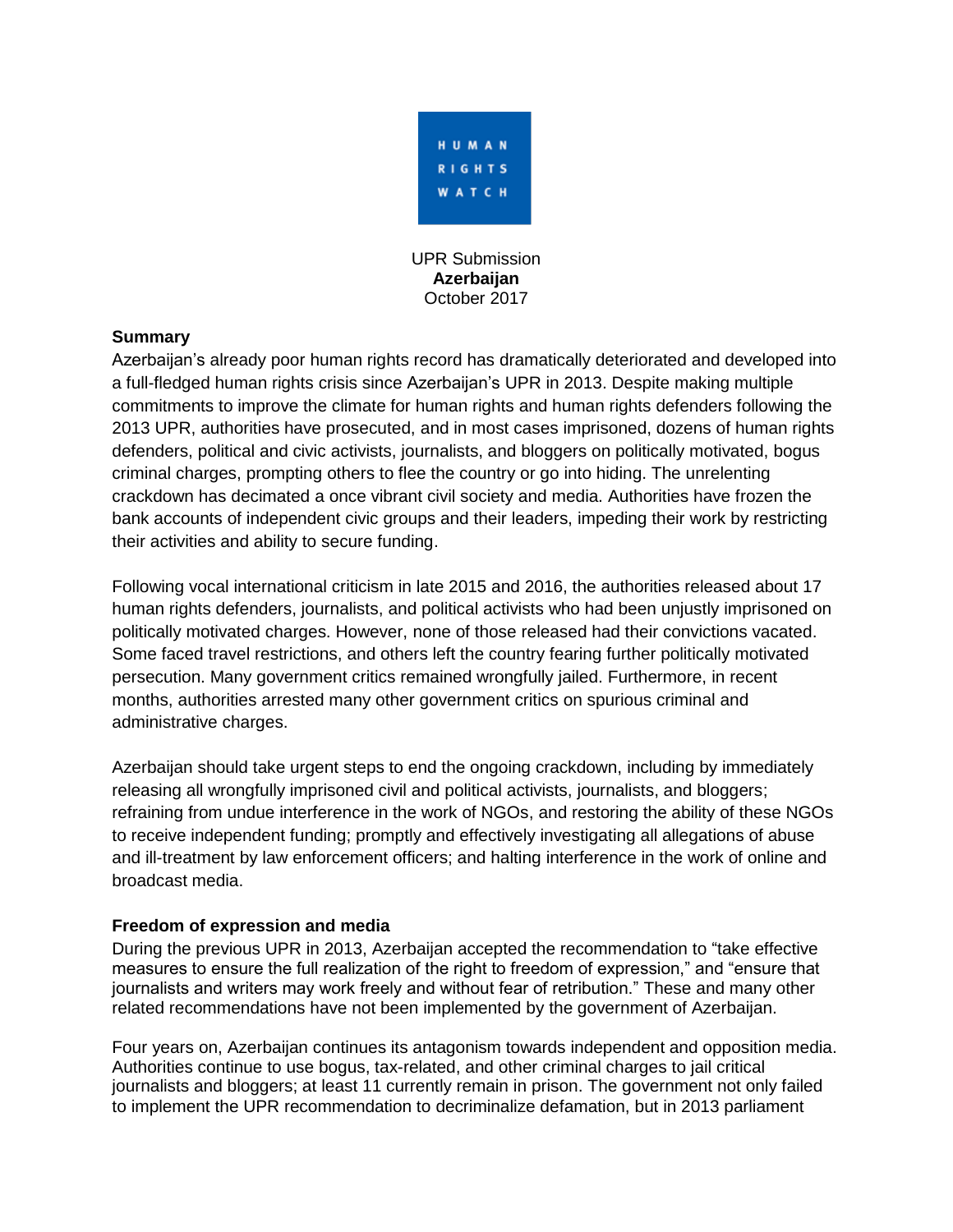HUMAN RIGHTS WATCH

UPR Submission
**Azerbaijan**
October 2017

**Summary**

Azerbaijan's already poor human rights record has dramatically deteriorated and developed into a full-fledged human rights crisis since Azerbaijan's UPR in 2013. Despite making multiple commitments to improve the climate for human rights and human rights defenders following the 2013 UPR, authorities have prosecuted, and in most cases imprisoned, dozens of human rights defenders, political and civic activists, journalists, and bloggers on politically motivated, bogus criminal charges, prompting others to flee the country or go into hiding. The unrelenting crackdown has decimated a once vibrant civil society and media. Authorities have frozen the bank accounts of independent civic groups and their leaders, impeding their work by restricting their activities and ability to secure funding.

Following vocal international criticism in late 2015 and 2016, the authorities released about 17 human rights defenders, journalists, and political activists who had been unjustly imprisoned on politically motivated charges. However, none of those released had their convictions vacated. Some faced travel restrictions, and others left the country fearing further politically motivated persecution. Many government critics remained wrongfully jailed. Furthermore, in recent months, authorities arrested many other government critics on spurious criminal and administrative charges.

Azerbaijan should take urgent steps to end the ongoing crackdown, including by immediately releasing all wrongfully imprisoned civil and political activists, journalists, and bloggers; refraining from undue interference in the work of NGOs, and restoring the ability of these NGOs to receive independent funding; promptly and effectively investigating all allegations of abuse and ill-treatment by law enforcement officers; and halting interference in the work of online and broadcast media.

**Freedom of expression and media**

During the previous UPR in 2013, Azerbaijan accepted the recommendation to "take effective measures to ensure the full realization of the right to freedom of expression," and "ensure that journalists and writers may work freely and without fear of retribution." These and many other related recommendations have not been implemented by the government of Azerbaijan.

Four years on, Azerbaijan continues its antagonism towards independent and opposition media. Authorities continue to use bogus, tax-related, and other criminal charges to jail critical journalists and bloggers; at least 11 currently remain in prison. The government not only failed to implement the UPR recommendation to decriminalize defamation, but in 2013 parliament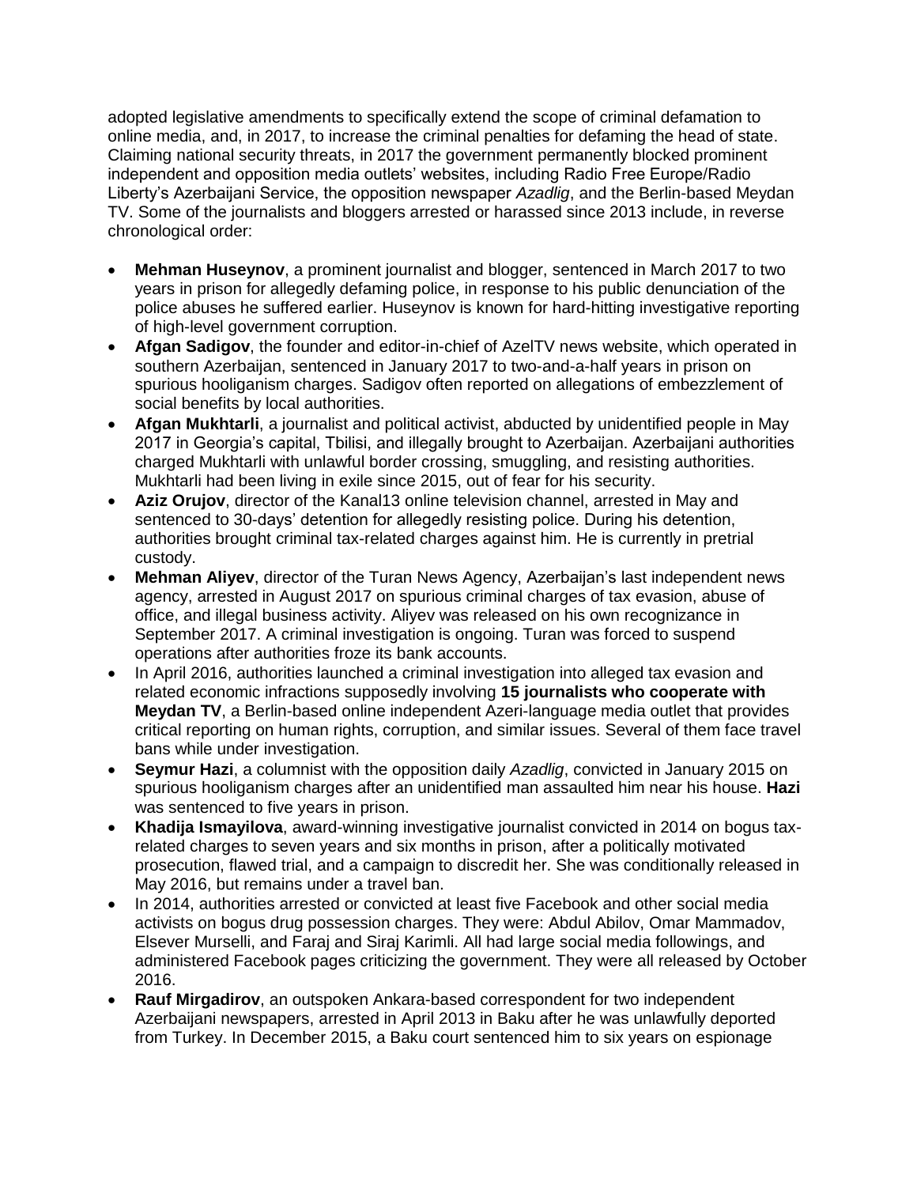adopted legislative amendments to specifically extend the scope of criminal defamation to online media, and, in 2017, to increase the criminal penalties for defaming the head of state. Claiming national security threats, in 2017 the government permanently blocked prominent independent and opposition media outlets' websites, including Radio Free Europe/Radio Liberty's Azerbaijani Service, the opposition newspaper *Azadlig*, and the Berlin-based Meydan TV. Some of the journalists and bloggers arrested or harassed since 2013 include, in reverse chronological order:

- **Mehman Huseynov**, a prominent journalist and blogger, sentenced in March 2017 to two years in prison for allegedly defaming police, in response to his public denunciation of the police abuses he suffered earlier. Huseynov is known for hard-hitting investigative reporting of high-level government corruption.
- **Afgan Sadigov**, the founder and editor-in-chief of AzelTV news website, which operated in southern Azerbaijan, sentenced in January 2017 to two-and-a-half years in prison on spurious hooliganism charges. Sadigov often reported on allegations of embezzlement of social benefits by local authorities.
- **Afgan Mukhtarli**, a journalist and political activist, abducted by unidentified people in May 2017 in Georgia's capital, Tbilisi, and illegally brought to Azerbaijan. Azerbaijani authorities charged Mukhtarli with unlawful border crossing, smuggling, and resisting authorities. Mukhtarli had been living in exile since 2015, out of fear for his security.
- **Aziz Orujov**, director of the Kanal13 online television channel, arrested in May and sentenced to 30-days' detention for allegedly resisting police. During his detention, authorities brought criminal tax-related charges against him. He is currently in pretrial custody.
- **Mehman Aliyev**, director of the Turan News Agency, Azerbaijan's last independent news agency, arrested in August 2017 on spurious criminal charges of tax evasion, abuse of office, and illegal business activity. Aliyev was released on his own recognizance in September 2017. A criminal investigation is ongoing. Turan was forced to suspend operations after authorities froze its bank accounts.
- In April 2016, authorities launched a criminal investigation into alleged tax evasion and related economic infractions supposedly involving **15 journalists who cooperate with Meydan TV**, a Berlin-based online independent Azeri-language media outlet that provides critical reporting on human rights, corruption, and similar issues. Several of them face travel bans while under investigation.
- **Seymur Hazi**, a columnist with the opposition daily *Azadlig*, convicted in January 2015 on spurious hooliganism charges after an unidentified man assaulted him near his house. **Hazi** was sentenced to five years in prison.
- **Khadija Ismayilova**, award-winning investigative journalist convicted in 2014 on bogus tax-related charges to seven years and six months in prison, after a politically motivated prosecution, flawed trial, and a campaign to discredit her. She was conditionally released in May 2016, but remains under a travel ban.
- In 2014, authorities arrested or convicted at least five Facebook and other social media activists on bogus drug possession charges. They were: Abdul Abilov, Omar Mammadov, Elsever Murselli, and Faraj and Siraj Karimli. All had large social media followings, and administered Facebook pages criticizing the government. They were all released by October 2016.
- **Rauf Mirgadirov**, an outspoken Ankara-based correspondent for two independent Azerbaijani newspapers, arrested in April 2013 in Baku after he was unlawfully deported from Turkey. In December 2015, a Baku court sentenced him to six years on espionage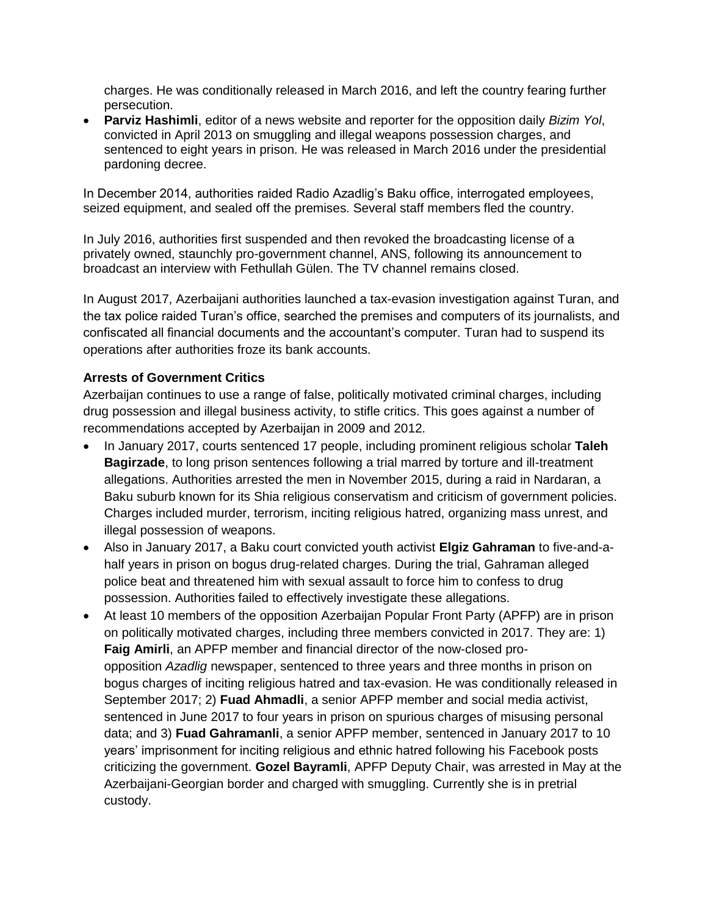charges. He was conditionally released in March 2016, and left the country fearing further persecution.

- **Parviz Hashimli**, editor of a news website and reporter for the opposition daily *Bizim Yol*, convicted in April 2013 on smuggling and illegal weapons possession charges, and sentenced to eight years in prison. He was released in March 2016 under the presidential pardoning decree.

In December 2014, authorities raided Radio Azadlig's Baku office, interrogated employees, seized equipment, and sealed off the premises. Several staff members fled the country.

In July 2016, authorities first suspended and then revoked the broadcasting license of a privately owned, staunchly pro-government channel, ANS, following its announcement to broadcast an interview with Fethullah Gülen. The TV channel remains closed.

In August 2017, Azerbaijani authorities launched a tax-evasion investigation against Turan, and the tax police raided Turan's office, searched the premises and computers of its journalists, and confiscated all financial documents and the accountant's computer. Turan had to suspend its operations after authorities froze its bank accounts.

**Arrests of Government Critics**

Azerbaijan continues to use a range of false, politically motivated criminal charges, including drug possession and illegal business activity, to stifle critics. This goes against a number of recommendations accepted by Azerbaijan in 2009 and 2012.

- In January 2017, courts sentenced 17 people, including prominent religious scholar **Taleh Bagirzade**, to long prison sentences following a trial marred by torture and ill-treatment allegations. Authorities arrested the men in November 2015, during a raid in Nardaran, a Baku suburb known for its Shia religious conservatism and criticism of government policies. Charges included murder, terrorism, inciting religious hatred, organizing mass unrest, and illegal possession of weapons.
- Also in January 2017, a Baku court convicted youth activist **Elgiz Gahraman** to five-and-a-half years in prison on bogus drug-related charges. During the trial, Gahraman alleged police beat and threatened him with sexual assault to force him to confess to drug possession. Authorities failed to effectively investigate these allegations.
- At least 10 members of the opposition Azerbaijan Popular Front Party (APFP) are in prison on politically motivated charges, including three members convicted in 2017. They are: 1) **Faig Amirli**, an APFP member and financial director of the now-closed pro-opposition *Azadlig* newspaper, sentenced to three years and three months in prison on bogus charges of inciting religious hatred and tax-evasion. He was conditionally released in September 2017; 2) **Fuad Ahmadli**, a senior APFP member and social media activist, sentenced in June 2017 to four years in prison on spurious charges of misusing personal data; and 3) **Fuad Gahramanli**, a senior APFP member, sentenced in January 2017 to 10 years' imprisonment for inciting religious and ethnic hatred following his Facebook posts criticizing the government. **Gozel Bayramli**, APFP Deputy Chair, was arrested in May at the Azerbaijani-Georgian border and charged with smuggling. Currently she is in pretrial custody.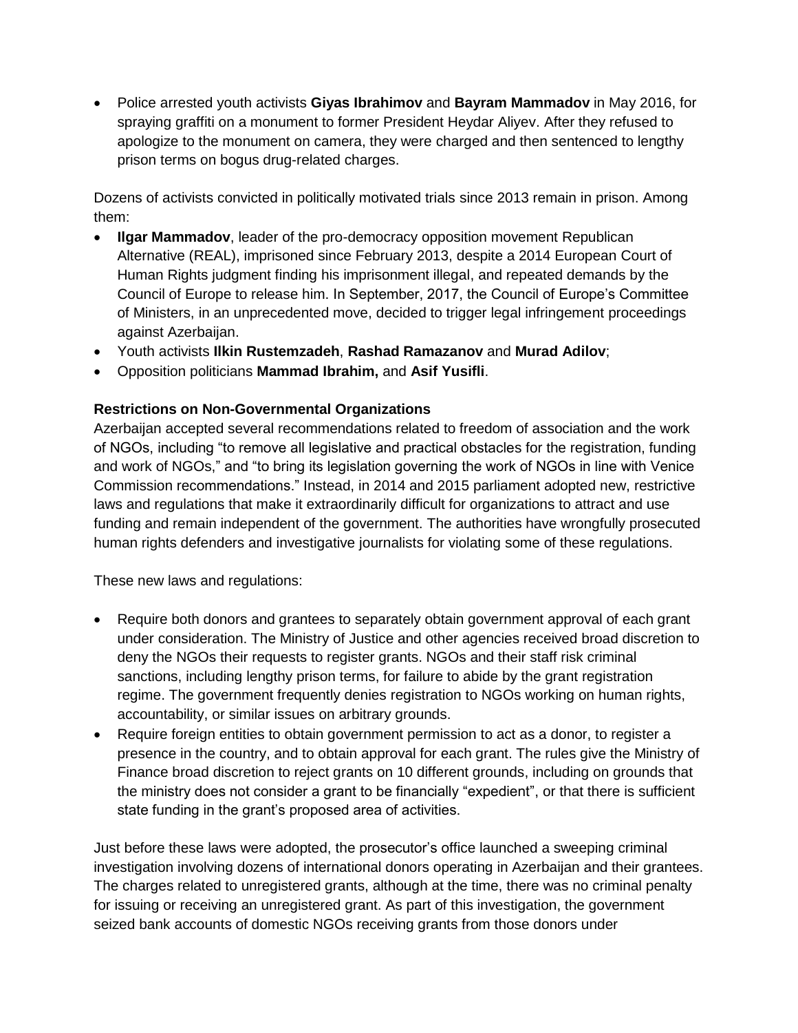- Police arrested youth activists **Giyas Ibrahimov** and **Bayram Mammadov** in May 2016, for spraying graffiti on a monument to former President Heydar Aliyev. After they refused to apologize to the monument on camera, they were charged and then sentenced to lengthy prison terms on bogus drug-related charges.

Dozens of activists convicted in politically motivated trials since 2013 remain in prison. Among them:

- **Ilgar Mammadov**, leader of the pro-democracy opposition movement Republican Alternative (REAL), imprisoned since February 2013, despite a 2014 European Court of Human Rights judgment finding his imprisonment illegal, and repeated demands by the Council of Europe to release him. In September, 2017, the Council of Europe's Committee of Ministers, in an unprecedented move, decided to trigger legal infringement proceedings against Azerbaijan.
- Youth activists **Ilkin Rustemzadeh**, **Rashad Ramazanov** and **Murad Adilov**;
- Opposition politicians **Mammad Ibrahim,** and **Asif Yusifli**.

**Restrictions on Non-Governmental Organizations**

Azerbaijan accepted several recommendations related to freedom of association and the work of NGOs, including "to remove all legislative and practical obstacles for the registration, funding and work of NGOs," and "to bring its legislation governing the work of NGOs in line with Venice Commission recommendations." Instead, in 2014 and 2015 parliament adopted new, restrictive laws and regulations that make it extraordinarily difficult for organizations to attract and use funding and remain independent of the government. The authorities have wrongfully prosecuted human rights defenders and investigative journalists for violating some of these regulations.

These new laws and regulations:

- Require both donors and grantees to separately obtain government approval of each grant under consideration. The Ministry of Justice and other agencies received broad discretion to deny the NGOs their requests to register grants. NGOs and their staff risk criminal sanctions, including lengthy prison terms, for failure to abide by the grant registration regime. The government frequently denies registration to NGOs working on human rights, accountability, or similar issues on arbitrary grounds.
- Require foreign entities to obtain government permission to act as a donor, to register a presence in the country, and to obtain approval for each grant. The rules give the Ministry of Finance broad discretion to reject grants on 10 different grounds, including on grounds that the ministry does not consider a grant to be financially "expedient", or that there is sufficient state funding in the grant's proposed area of activities.

Just before these laws were adopted, the prosecutor's office launched a sweeping criminal investigation involving dozens of international donors operating in Azerbaijan and their grantees. The charges related to unregistered grants, although at the time, there was no criminal penalty for issuing or receiving an unregistered grant. As part of this investigation, the government seized bank accounts of domestic NGOs receiving grants from those donors under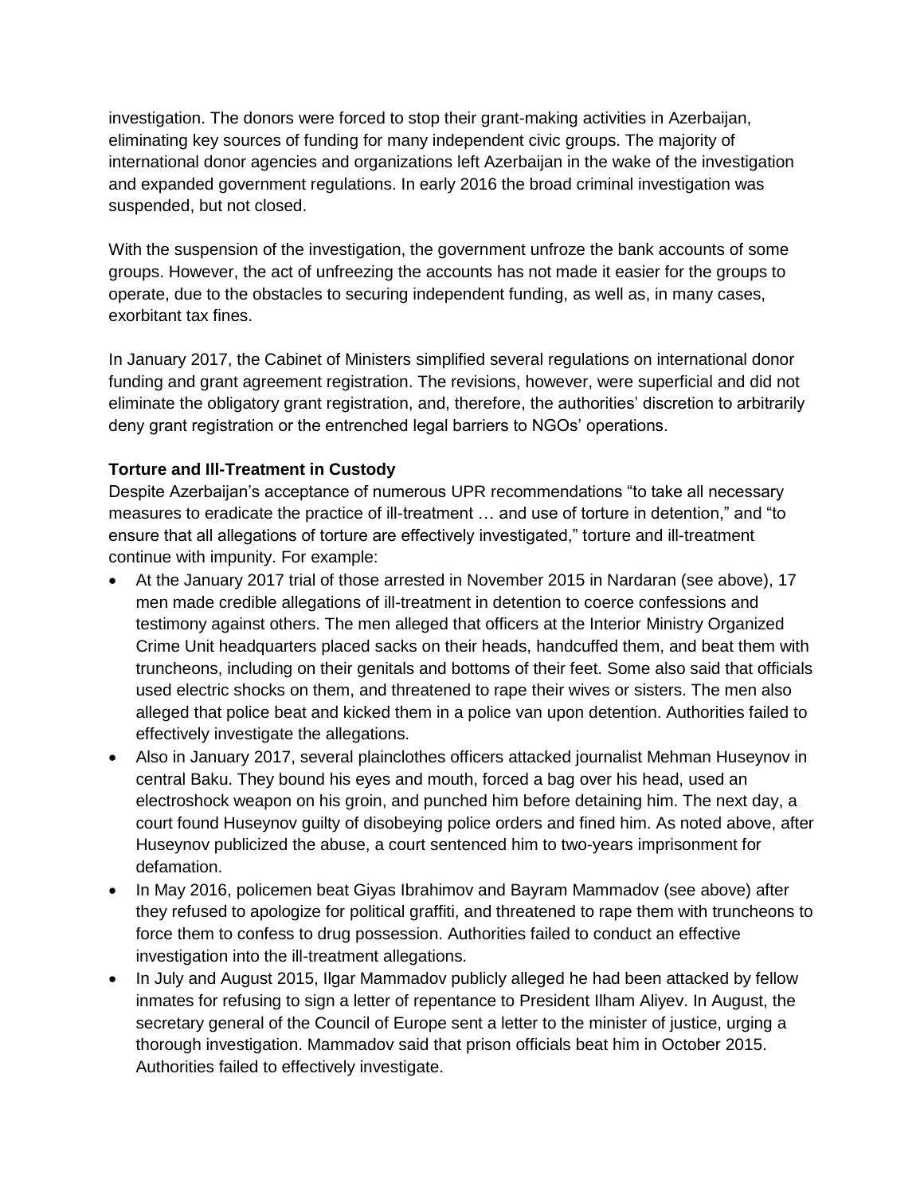investigation. The donors were forced to stop their grant-making activities in Azerbaijan, eliminating key sources of funding for many independent civic groups. The majority of international donor agencies and organizations left Azerbaijan in the wake of the investigation and expanded government regulations. In early 2016 the broad criminal investigation was suspended, but not closed.

With the suspension of the investigation, the government unfroze the bank accounts of some groups. However, the act of unfreezing the accounts has not made it easier for the groups to operate, due to the obstacles to securing independent funding, as well as, in many cases, exorbitant tax fines.

In January 2017, the Cabinet of Ministers simplified several regulations on international donor funding and grant agreement registration. The revisions, however, were superficial and did not eliminate the obligatory grant registration, and, therefore, the authorities' discretion to arbitrarily deny grant registration or the entrenched legal barriers to NGOs' operations.

**Torture and Ill-Treatment in Custody**

Despite Azerbaijan's acceptance of numerous UPR recommendations "to take all necessary measures to eradicate the practice of ill-treatment … and use of torture in detention," and "to ensure that all allegations of torture are effectively investigated," torture and ill-treatment continue with impunity. For example:

- At the January 2017 trial of those arrested in November 2015 in Nardaran (see above), 17 men made credible allegations of ill-treatment in detention to coerce confessions and testimony against others. The men alleged that officers at the Interior Ministry Organized Crime Unit headquarters placed sacks on their heads, handcuffed them, and beat them with truncheons, including on their genitals and bottoms of their feet. Some also said that officials used electric shocks on them, and threatened to rape their wives or sisters. The men also alleged that police beat and kicked them in a police van upon detention. Authorities failed to effectively investigate the allegations.
- Also in January 2017, several plainclothes officers attacked journalist Mehman Huseynov in central Baku. They bound his eyes and mouth, forced a bag over his head, used an electroshock weapon on his groin, and punched him before detaining him. The next day, a court found Huseynov guilty of disobeying police orders and fined him. As noted above, after Huseynov publicized the abuse, a court sentenced him to two-years imprisonment for defamation.
- In May 2016, policemen beat Giyas Ibrahimov and Bayram Mammadov (see above) after they refused to apologize for political graffiti, and threatened to rape them with truncheons to force them to confess to drug possession. Authorities failed to conduct an effective investigation into the ill-treatment allegations.
- In July and August 2015, Ilgar Mammadov publicly alleged he had been attacked by fellow inmates for refusing to sign a letter of repentance to President Ilham Aliyev. In August, the secretary general of the Council of Europe sent a letter to the minister of justice, urging a thorough investigation. Mammadov said that prison officials beat him in October 2015. Authorities failed to effectively investigate.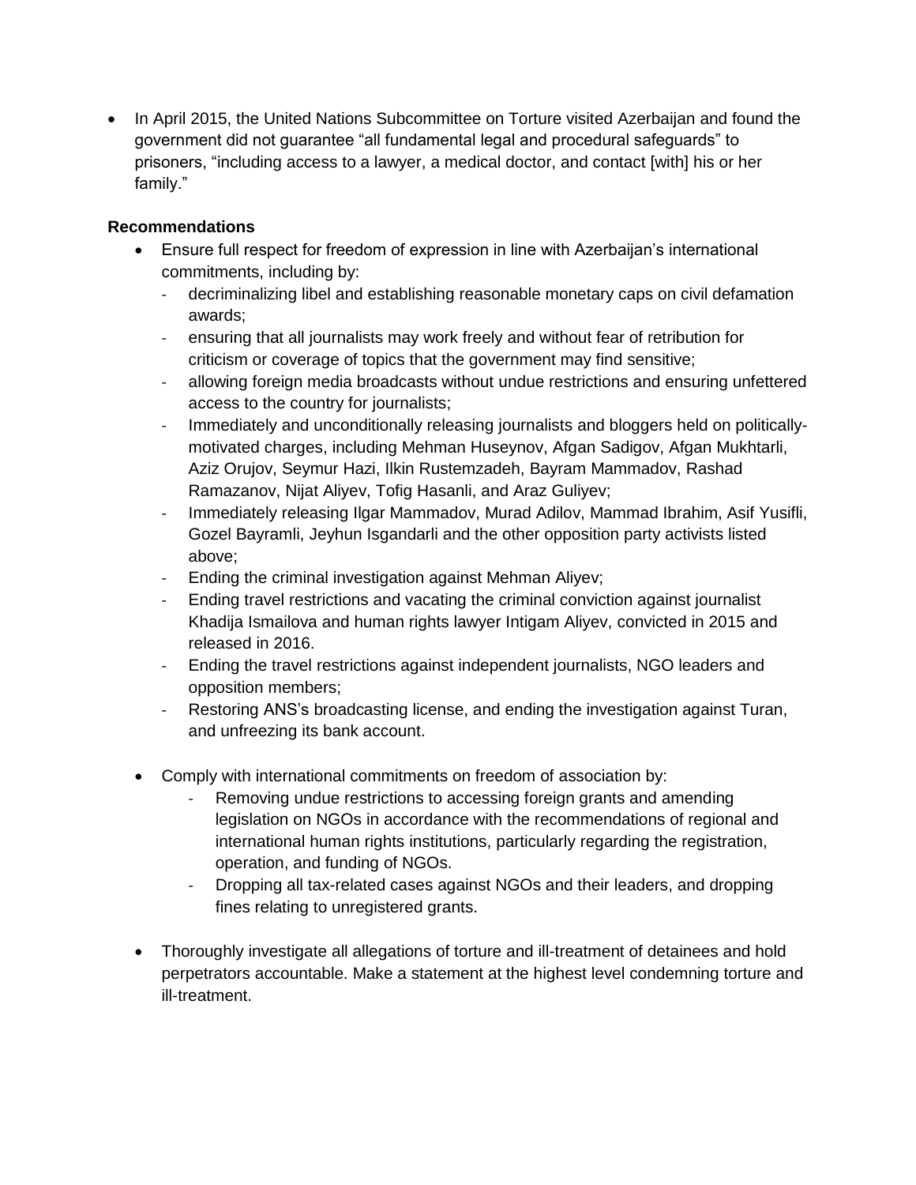- In April 2015, the United Nations Subcommittee on Torture visited Azerbaijan and found the government did not guarantee "all fundamental legal and procedural safeguards" to prisoners, "including access to a lawyer, a medical doctor, and contact [with] his or her family."

**Recommendations**

- Ensure full respect for freedom of expression in line with Azerbaijan's international commitments, including by:
  - decriminalizing libel and establishing reasonable monetary caps on civil defamation awards;
  - ensuring that all journalists may work freely and without fear of retribution for criticism or coverage of topics that the government may find sensitive;
  - allowing foreign media broadcasts without undue restrictions and ensuring unfettered access to the country for journalists;
  - Immediately and unconditionally releasing journalists and bloggers held on politically-motivated charges, including Mehman Huseynov, Afgan Sadigov, Afgan Mukhtarli, Aziz Orujov, Seymur Hazi, Ilkin Rustemzadeh, Bayram Mammadov, Rashad Ramazanov, Nijat Aliyev, Tofig Hasanli, and Araz Guliyev;
  - Immediately releasing Ilgar Mammadov, Murad Adilov, Mammad Ibrahim, Asif Yusifli, Gozel Bayramli, Jeyhun Isgandarli and the other opposition party activists listed above;
  - Ending the criminal investigation against Mehman Aliyev;
  - Ending travel restrictions and vacating the criminal conviction against journalist Khadija Ismailova and human rights lawyer Intigam Aliyev, convicted in 2015 and released in 2016.
  - Ending the travel restrictions against independent journalists, NGO leaders and opposition members;
  - Restoring ANS's broadcasting license, and ending the investigation against Turan, and unfreezing its bank account.

- Comply with international commitments on freedom of association by:
  - Removing undue restrictions to accessing foreign grants and amending legislation on NGOs in accordance with the recommendations of regional and international human rights institutions, particularly regarding the registration, operation, and funding of NGOs.
  - Dropping all tax-related cases against NGOs and their leaders, and dropping fines relating to unregistered grants.

- Thoroughly investigate all allegations of torture and ill-treatment of detainees and hold perpetrators accountable. Make a statement at the highest level condemning torture and ill-treatment.